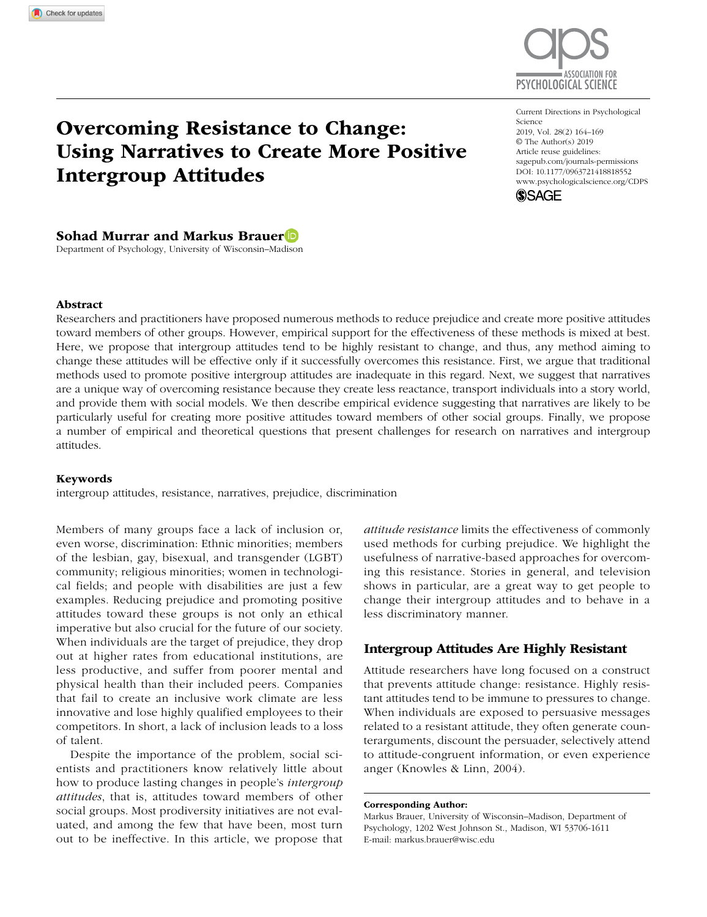# Overcoming Resistance to Change: Using Narratives to Create More Positive Intergroup Attitudes

Current Directions in Psychological Science
2019, Vol. 28(2) 164–169
© The Author(s) 2019
Article reuse guidelines: sagepub.com/journals-permissions
DOI: 10.1177/0963721418818552
www.psychologicalscience.org/CDPS

**Sohad Murrar and Markus Brauer**
Department of Psychology, University of Wisconsin–Madison

## Abstract

Researchers and practitioners have proposed numerous methods to reduce prejudice and create more positive attitudes toward members of other groups. However, empirical support for the effectiveness of these methods is mixed at best. Here, we propose that intergroup attitudes tend to be highly resistant to change, and thus, any method aiming to change these attitudes will be effective only if it successfully overcomes this resistance. First, we argue that traditional methods used to promote positive intergroup attitudes are inadequate in this regard. Next, we suggest that narratives are a unique way of overcoming resistance because they create less reactance, transport individuals into a story world, and provide them with social models. We then describe empirical evidence suggesting that narratives are likely to be particularly useful for creating more positive attitudes toward members of other social groups. Finally, we propose a number of empirical and theoretical questions that present challenges for research on narratives and intergroup attitudes.

### Keywords

intergroup attitudes, resistance, narratives, prejudice, discrimination

Members of many groups face a lack of inclusion or, even worse, discrimination: Ethnic minorities; members of the lesbian, gay, bisexual, and transgender (LGBT) community; religious minorities; women in technological fields; and people with disabilities are just a few examples. Reducing prejudice and promoting positive attitudes toward these groups is not only an ethical imperative but also crucial for the future of our society. When individuals are the target of prejudice, they drop out at higher rates from educational institutions, are less productive, and suffer from poorer mental and physical health than their included peers. Companies that fail to create an inclusive work climate are less innovative and lose highly qualified employees to their competitors. In short, a lack of inclusion leads to a loss of talent.

Despite the importance of the problem, social scientists and practitioners know relatively little about how to produce lasting changes in people's *intergroup attitudes*, that is, attitudes toward members of other social groups. Most prodiversity initiatives are not evaluated, and among the few that have been, most turn out to be ineffective. In this article, we propose that *attitude resistance* limits the effectiveness of commonly used methods for curbing prejudice. We highlight the usefulness of narrative-based approaches for overcoming this resistance. Stories in general, and television shows in particular, are a great way to get people to change their intergroup attitudes and to behave in a less discriminatory manner.

## Intergroup Attitudes Are Highly Resistant

Attitude researchers have long focused on a construct that prevents attitude change: resistance. Highly resistant attitudes tend to be immune to pressures to change. When individuals are exposed to persuasive messages related to a resistant attitude, they often generate counterarguments, discount the persuader, selectively attend to attitude-congruent information, or even experience anger (Knowles & Linn, 2004).

**Corresponding Author:**
Markus Brauer, University of Wisconsin–Madison, Department of Psychology, 1202 West Johnson St., Madison, WI 53706-1611
E-mail: markus.brauer@wisc.edu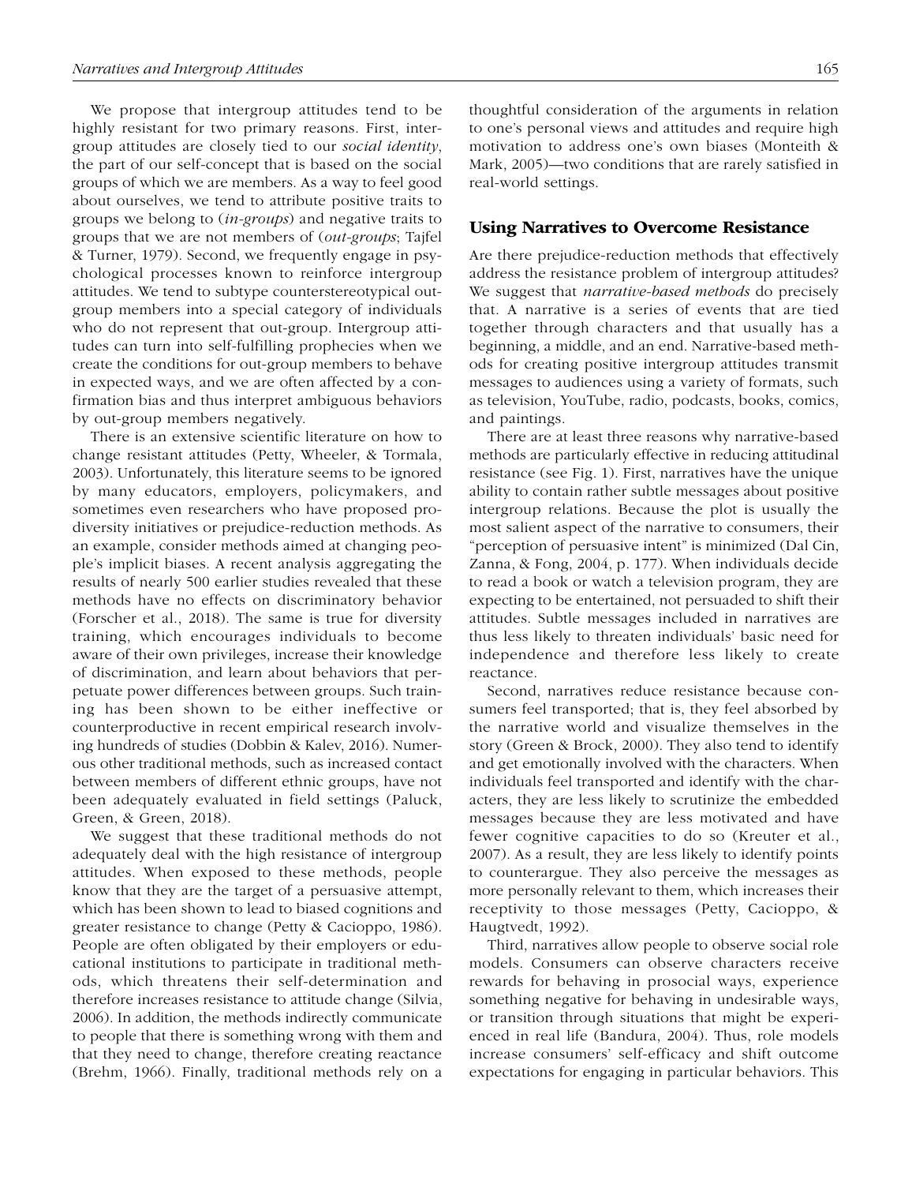We propose that intergroup attitudes tend to be highly resistant for two primary reasons. First, intergroup attitudes are closely tied to our *social identity*, the part of our self-concept that is based on the social groups of which we are members. As a way to feel good about ourselves, we tend to attribute positive traits to groups we belong to (*in-groups*) and negative traits to groups that we are not members of (*out-groups*; Tajfel & Turner, 1979). Second, we frequently engage in psychological processes known to reinforce intergroup attitudes. We tend to subtype counterstereotypical outgroup members into a special category of individuals who do not represent that out-group. Intergroup attitudes can turn into self-fulfilling prophecies when we create the conditions for out-group members to behave in expected ways, and we are often affected by a confirmation bias and thus interpret ambiguous behaviors by out-group members negatively.

There is an extensive scientific literature on how to change resistant attitudes (Petty, Wheeler, & Tormala, 2003). Unfortunately, this literature seems to be ignored by many educators, employers, policymakers, and sometimes even researchers who have proposed prodiversity initiatives or prejudice-reduction methods. As an example, consider methods aimed at changing people's implicit biases. A recent analysis aggregating the results of nearly 500 earlier studies revealed that these methods have no effects on discriminatory behavior (Forscher et al., 2018). The same is true for diversity training, which encourages individuals to become aware of their own privileges, increase their knowledge of discrimination, and learn about behaviors that perpetuate power differences between groups. Such training has been shown to be either ineffective or counterproductive in recent empirical research involving hundreds of studies (Dobbin & Kalev, 2016). Numerous other traditional methods, such as increased contact between members of different ethnic groups, have not been adequately evaluated in field settings (Paluck, Green, & Green, 2018).

We suggest that these traditional methods do not adequately deal with the high resistance of intergroup attitudes. When exposed to these methods, people know that they are the target of a persuasive attempt, which has been shown to lead to biased cognitions and greater resistance to change (Petty & Cacioppo, 1986). People are often obligated by their employers or educational institutions to participate in traditional methods, which threatens their self-determination and therefore increases resistance to attitude change (Silvia, 2006). In addition, the methods indirectly communicate to people that there is something wrong with them and that they need to change, therefore creating reactance (Brehm, 1966). Finally, traditional methods rely on a thoughtful consideration of the arguments in relation to one's personal views and attitudes and require high motivation to address one's own biases (Monteith & Mark, 2005)—two conditions that are rarely satisfied in real-world settings.

## Using Narratives to Overcome Resistance

Are there prejudice-reduction methods that effectively address the resistance problem of intergroup attitudes? We suggest that *narrative-based methods* do precisely that. A narrative is a series of events that are tied together through characters and that usually has a beginning, a middle, and an end. Narrative-based methods for creating positive intergroup attitudes transmit messages to audiences using a variety of formats, such as television, YouTube, radio, podcasts, books, comics, and paintings.

There are at least three reasons why narrative-based methods are particularly effective in reducing attitudinal resistance (see Fig. 1). First, narratives have the unique ability to contain rather subtle messages about positive intergroup relations. Because the plot is usually the most salient aspect of the narrative to consumers, their "perception of persuasive intent" is minimized (Dal Cin, Zanna, & Fong, 2004, p. 177). When individuals decide to read a book or watch a television program, they are expecting to be entertained, not persuaded to shift their attitudes. Subtle messages included in narratives are thus less likely to threaten individuals' basic need for independence and therefore less likely to create reactance.

Second, narratives reduce resistance because consumers feel transported; that is, they feel absorbed by the narrative world and visualize themselves in the story (Green & Brock, 2000). They also tend to identify and get emotionally involved with the characters. When individuals feel transported and identify with the characters, they are less likely to scrutinize the embedded messages because they are less motivated and have fewer cognitive capacities to do so (Kreuter et al., 2007). As a result, they are less likely to identify points to counterargue. They also perceive the messages as more personally relevant to them, which increases their receptivity to those messages (Petty, Cacioppo, & Haugtvedt, 1992).

Third, narratives allow people to observe social role models. Consumers can observe characters receive rewards for behaving in prosocial ways, experience something negative for behaving in undesirable ways, or transition through situations that might be experienced in real life (Bandura, 2004). Thus, role models increase consumers' self-efficacy and shift outcome expectations for engaging in particular behaviors. This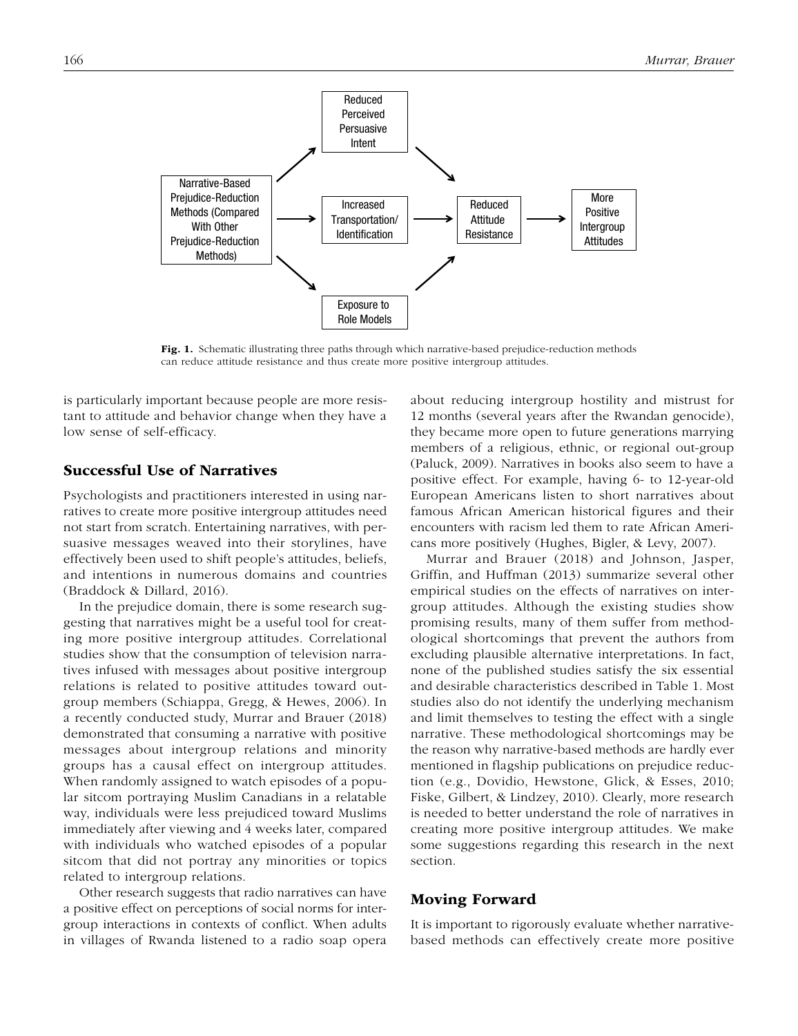Fig. 1. Schematic illustrating three paths through which narrative-based prejudice-reduction methods can reduce attitude resistance and thus create more positive intergroup attitudes.

is particularly important because people are more resistant to attitude and behavior change when they have a low sense of self-efficacy.

## Successful Use of Narratives

Psychologists and practitioners interested in using narratives to create more positive intergroup attitudes need not start from scratch. Entertaining narratives, with persuasive messages weaved into their storylines, have effectively been used to shift people's attitudes, beliefs, and intentions in numerous domains and countries (Braddock & Dillard, 2016).

In the prejudice domain, there is some research suggesting that narratives might be a useful tool for creating more positive intergroup attitudes. Correlational studies show that the consumption of television narratives infused with messages about positive intergroup relations is related to positive attitudes toward outgroup members (Schiappa, Gregg, & Hewes, 2006). In a recently conducted study, Murrar and Brauer (2018) demonstrated that consuming a narrative with positive messages about intergroup relations and minority groups has a causal effect on intergroup attitudes. When randomly assigned to watch episodes of a popular sitcom portraying Muslim Canadians in a relatable way, individuals were less prejudiced toward Muslims immediately after viewing and 4 weeks later, compared with individuals who watched episodes of a popular sitcom that did not portray any minorities or topics related to intergroup relations.

Other research suggests that radio narratives can have a positive effect on perceptions of social norms for intergroup interactions in contexts of conflict. When adults in villages of Rwanda listened to a radio soap opera about reducing intergroup hostility and mistrust for 12 months (several years after the Rwandan genocide), they became more open to future generations marrying members of a religious, ethnic, or regional out-group (Paluck, 2009). Narratives in books also seem to have a positive effect. For example, having 6- to 12-year-old European Americans listen to short narratives about famous African American historical figures and their encounters with racism led them to rate African Americans more positively (Hughes, Bigler, & Levy, 2007).

Murrar and Brauer (2018) and Johnson, Jasper, Griffin, and Huffman (2013) summarize several other empirical studies on the effects of narratives on intergroup attitudes. Although the existing studies show promising results, many of them suffer from methodological shortcomings that prevent the authors from excluding plausible alternative interpretations. In fact, none of the published studies satisfy the six essential and desirable characteristics described in Table 1. Most studies also do not identify the underlying mechanism and limit themselves to testing the effect with a single narrative. These methodological shortcomings may be the reason why narrative-based methods are hardly ever mentioned in flagship publications on prejudice reduction (e.g., Dovidio, Hewstone, Glick, & Esses, 2010; Fiske, Gilbert, & Lindzey, 2010). Clearly, more research is needed to better understand the role of narratives in creating more positive intergroup attitudes. We make some suggestions regarding this research in the next section.

## Moving Forward

It is important to rigorously evaluate whether narrative-based methods can effectively create more positive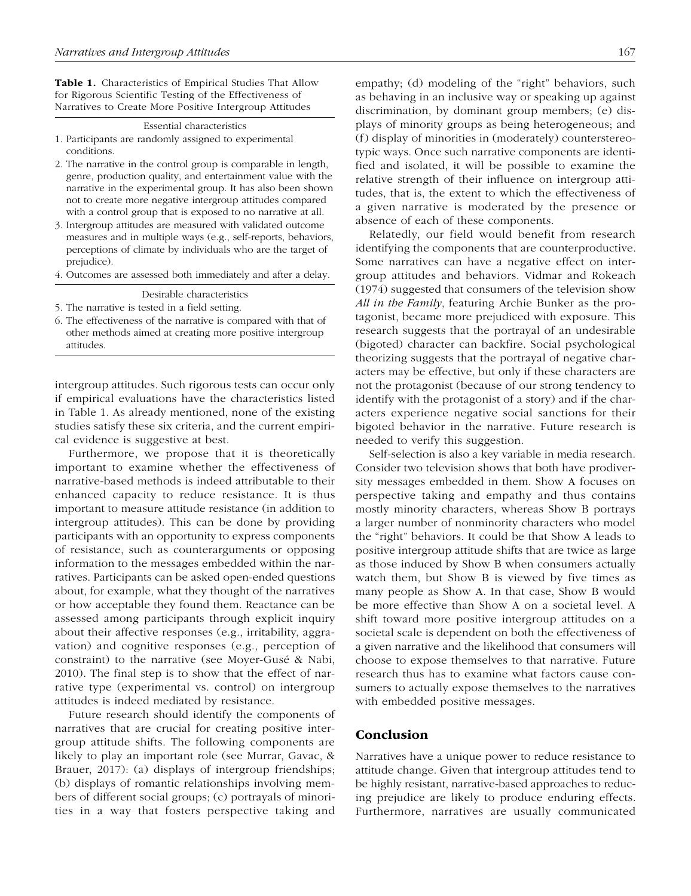**Table 1.** Characteristics of Empirical Studies That Allow for Rigorous Scientific Testing of the Effectiveness of Narratives to Create More Positive Intergroup Attitudes

| |
|---|
| Essential characteristics |
| 1. Participants are randomly assigned to experimental conditions. |
| 2. The narrative in the control group is comparable in length, genre, production quality, and entertainment value with the narrative in the experimental group. It has also been shown not to create more negative intergroup attitudes compared with a control group that is exposed to no narrative at all. |
| 3. Intergroup attitudes are measured with validated outcome measures and in multiple ways (e.g., self-reports, behaviors, perceptions of climate by individuals who are the target of prejudice). |
| 4. Outcomes are assessed both immediately and after a delay. |
| Desirable characteristics |
| 5. The narrative is tested in a field setting. |
| 6. The effectiveness of the narrative is compared with that of other methods aimed at creating more positive intergroup attitudes. |

intergroup attitudes. Such rigorous tests can occur only if empirical evaluations have the characteristics listed in Table 1. As already mentioned, none of the existing studies satisfy these six criteria, and the current empirical evidence is suggestive at best.

Furthermore, we propose that it is theoretically important to examine whether the effectiveness of narrative-based methods is indeed attributable to their enhanced capacity to reduce resistance. It is thus important to measure attitude resistance (in addition to intergroup attitudes). This can be done by providing participants with an opportunity to express components of resistance, such as counterarguments or opposing information to the messages embedded within the narratives. Participants can be asked open-ended questions about, for example, what they thought of the narratives or how acceptable they found them. Reactance can be assessed among participants through explicit inquiry about their affective responses (e.g., irritability, aggravation) and cognitive responses (e.g., perception of constraint) to the narrative (see Moyer-Gusé & Nabi, 2010). The final step is to show that the effect of narrative type (experimental vs. control) on intergroup attitudes is indeed mediated by resistance.

Future research should identify the components of narratives that are crucial for creating positive intergroup attitude shifts. The following components are likely to play an important role (see Murrar, Gavac, & Brauer, 2017): (a) displays of intergroup friendships; (b) displays of romantic relationships involving members of different social groups; (c) portrayals of minorities in a way that fosters perspective taking and empathy; (d) modeling of the "right" behaviors, such as behaving in an inclusive way or speaking up against discrimination, by dominant group members; (e) displays of minority groups as being heterogeneous; and (f) display of minorities in (moderately) counterstereotypic ways. Once such narrative components are identified and isolated, it will be possible to examine the relative strength of their influence on intergroup attitudes, that is, the extent to which the effectiveness of a given narrative is moderated by the presence or absence of each of these components.

Relatedly, our field would benefit from research identifying the components that are counterproductive. Some narratives can have a negative effect on intergroup attitudes and behaviors. Vidmar and Rokeach (1974) suggested that consumers of the television show *All in the Family*, featuring Archie Bunker as the protagonist, became more prejudiced with exposure. This research suggests that the portrayal of an undesirable (bigoted) character can backfire. Social psychological theorizing suggests that the portrayal of negative characters may be effective, but only if these characters are not the protagonist (because of our strong tendency to identify with the protagonist of a story) and if the characters experience negative social sanctions for their bigoted behavior in the narrative. Future research is needed to verify this suggestion.

Self-selection is also a key variable in media research. Consider two television shows that both have prodiversity messages embedded in them. Show A focuses on perspective taking and empathy and thus contains mostly minority characters, whereas Show B portrays a larger number of nonminority characters who model the "right" behaviors. It could be that Show A leads to positive intergroup attitude shifts that are twice as large as those induced by Show B when consumers actually watch them, but Show B is viewed by five times as many people as Show A. In that case, Show B would be more effective than Show A on a societal level. A shift toward more positive intergroup attitudes on a societal scale is dependent on both the effectiveness of a given narrative and the likelihood that consumers will choose to expose themselves to that narrative. Future research thus has to examine what factors cause consumers to actually expose themselves to the narratives with embedded positive messages.

## Conclusion

Narratives have a unique power to reduce resistance to attitude change. Given that intergroup attitudes tend to be highly resistant, narrative-based approaches to reducing prejudice are likely to produce enduring effects. Furthermore, narratives are usually communicated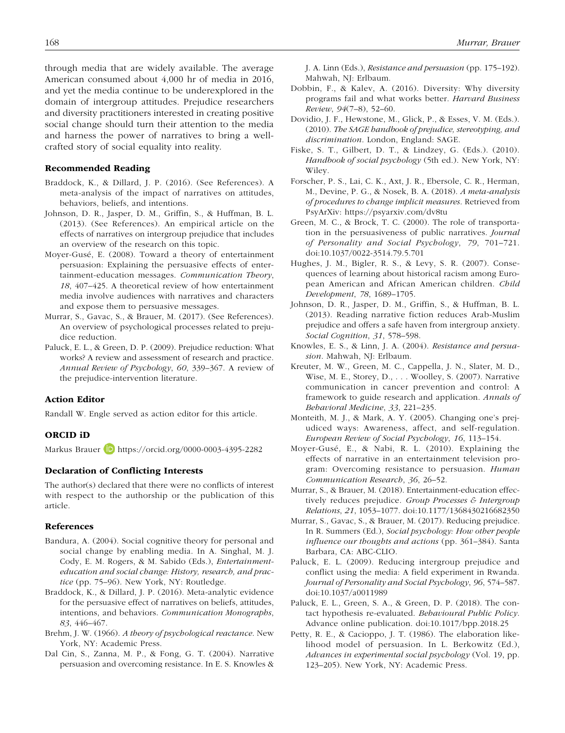through media that are widely available. The average American consumed about 4,000 hr of media in 2016, and yet the media continue to be underexplored in the domain of intergroup attitudes. Prejudice researchers and diversity practitioners interested in creating positive social change should turn their attention to the media and harness the power of narratives to bring a well-crafted story of social equality into reality.

## Recommended Reading

Braddock, K., & Dillard, J. P. (2016). (See References). A meta-analysis of the impact of narratives on attitudes, behaviors, beliefs, and intentions.

Johnson, D. R., Jasper, D. M., Griffin, S., & Huffman, B. L. (2013). (See References). An empirical article on the effects of narratives on intergroup prejudice that includes an overview of the research on this topic.

Moyer-Gusé, E. (2008). Toward a theory of entertainment persuasion: Explaining the persuasive effects of entertainment-education messages. *Communication Theory*, *18*, 407–425. A theoretical review of how entertainment media involve audiences with narratives and characters and expose them to persuasive messages.

Murrar, S., Gavac, S., & Brauer, M. (2017). (See References). An overview of psychological processes related to prejudice reduction.

Paluck, E. L., & Green, D. P. (2009). Prejudice reduction: What works? A review and assessment of research and practice. *Annual Review of Psychology*, *60*, 339–367. A review of the prejudice-intervention literature.

## Action Editor

Randall W. Engle served as action editor for this article.

## ORCID iD

Markus Brauer https://orcid.org/0000-0003-4395-2282

## Declaration of Conflicting Interests

The author(s) declared that there were no conflicts of interest with respect to the authorship or the publication of this article.

## References

Bandura, A. (2004). Social cognitive theory for personal and social change by enabling media. In A. Singhal, M. J. Cody, E. M. Rogers, & M. Sabido (Eds.), *Entertainment-education and social change: History, research, and practice* (pp. 75–96). New York, NY: Routledge.

Braddock, K., & Dillard, J. P. (2016). Meta-analytic evidence for the persuasive effect of narratives on beliefs, attitudes, intentions, and behaviors. *Communication Monographs*, *83*, 446–467.

Brehm, J. W. (1966). *A theory of psychological reactance*. New York, NY: Academic Press.

Dal Cin, S., Zanna, M. P., & Fong, G. T. (2004). Narrative persuasion and overcoming resistance. In E. S. Knowles & J. A. Linn (Eds.), *Resistance and persuasion* (pp. 175–192). Mahwah, NJ: Erlbaum.

Dobbin, F., & Kalev, A. (2016). Diversity: Why diversity programs fail and what works better. *Harvard Business Review*, *94*(7–8), 52–60.

Dovidio, J. F., Hewstone, M., Glick, P., & Esses, V. M. (Eds.). (2010). *The SAGE handbook of prejudice, stereotyping, and discrimination*. London, England: SAGE.

Fiske, S. T., Gilbert, D. T., & Lindzey, G. (Eds.). (2010). *Handbook of social psychology* (5th ed.). New York, NY: Wiley.

Forscher, P. S., Lai, C. K., Axt, J. R., Ebersole, C. R., Herman, M., Devine, P. G., & Nosek, B. A. (2018). *A meta-analysis of procedures to change implicit measures*. Retrieved from PsyArXiv: https://psyarxiv.com/dv8tu

Green, M. C., & Brock, T. C. (2000). The role of transportation in the persuasiveness of public narratives. *Journal of Personality and Social Psychology*, *79*, 701–721. doi:10.1037/0022-3514.79.5.701

Hughes, J. M., Bigler, R. S., & Levy, S. R. (2007). Consequences of learning about historical racism among European American and African American children. *Child Development*, *78*, 1689–1705.

Johnson, D. R., Jasper, D. M., Griffin, S., & Huffman, B. L. (2013). Reading narrative fiction reduces Arab-Muslim prejudice and offers a safe haven from intergroup anxiety. *Social Cognition*, *31*, 578–598.

Knowles, E. S., & Linn, J. A. (2004). *Resistance and persuasion*. Mahwah, NJ: Erlbaum.

Kreuter, M. W., Green, M. C., Cappella, J. N., Slater, M. D., Wise, M. E., Storey, D., . . . Woolley, S. (2007). Narrative communication in cancer prevention and control: A framework to guide research and application. *Annals of Behavioral Medicine*, *33*, 221–235.

Monteith, M. J., & Mark, A. Y. (2005). Changing one's prejudiced ways: Awareness, affect, and self-regulation. *European Review of Social Psychology*, *16*, 113–154.

Moyer-Gusé, E., & Nabi, R. L. (2010). Explaining the effects of narrative in an entertainment television program: Overcoming resistance to persuasion. *Human Communication Research*, *36*, 26–52.

Murrar, S., & Brauer, M. (2018). Entertainment-education effectively reduces prejudice. *Group Processes & Intergroup Relations*, *21*, 1053–1077. doi:10.1177/1368430216682350

Murrar, S., Gavac, S., & Brauer, M. (2017). Reducing prejudice. In R. Summers (Ed.), *Social psychology: How other people influence our thoughts and actions* (pp. 361–384). Santa Barbara, CA: ABC-CLIO.

Paluck, E. L. (2009). Reducing intergroup prejudice and conflict using the media: A field experiment in Rwanda. *Journal of Personality and Social Psychology*, *96*, 574–587. doi:10.1037/a0011989

Paluck, E. L., Green, S. A., & Green, D. P. (2018). The contact hypothesis re-evaluated. *Behavioural Public Policy*. Advance online publication. doi:10.1017/bpp.2018.25

Petty, R. E., & Cacioppo, J. T. (1986). The elaboration likelihood model of persuasion. In L. Berkowitz (Ed.), *Advances in experimental social psychology* (Vol. 19, pp. 123–205). New York, NY: Academic Press.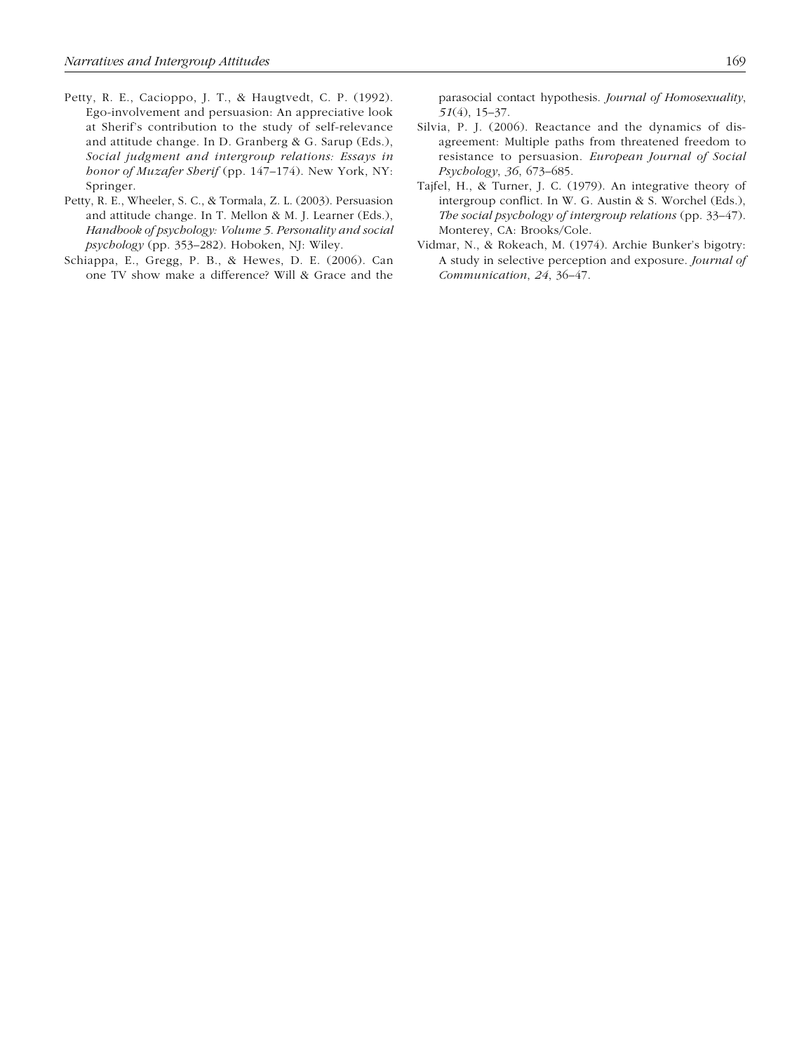Petty, R. E., Cacioppo, J. T., & Haugtvedt, C. P. (1992). Ego-involvement and persuasion: An appreciative look at Sherif's contribution to the study of self-relevance and attitude change. In D. Granberg & G. Sarup (Eds.), *Social judgment and intergroup relations: Essays in honor of Muzafer Sherif* (pp. 147–174). New York, NY: Springer.

Petty, R. E., Wheeler, S. C., & Tormala, Z. L. (2003). Persuasion and attitude change. In T. Mellon & M. J. Learner (Eds.), *Handbook of psychology: Volume 5. Personality and social psychology* (pp. 353–282). Hoboken, NJ: Wiley.

Schiappa, E., Gregg, P. B., & Hewes, D. E. (2006). Can one TV show make a difference? Will & Grace and the parasocial contact hypothesis. *Journal of Homosexuality*, *51*(4), 15–37.

Silvia, P. J. (2006). Reactance and the dynamics of disagreement: Multiple paths from threatened freedom to resistance to persuasion. *European Journal of Social Psychology*, *36*, 673–685.

Tajfel, H., & Turner, J. C. (1979). An integrative theory of intergroup conflict. In W. G. Austin & S. Worchel (Eds.), *The social psychology of intergroup relations* (pp. 33–47). Monterey, CA: Brooks/Cole.

Vidmar, N., & Rokeach, M. (1974). Archie Bunker's bigotry: A study in selective perception and exposure. *Journal of Communication*, *24*, 36–47.